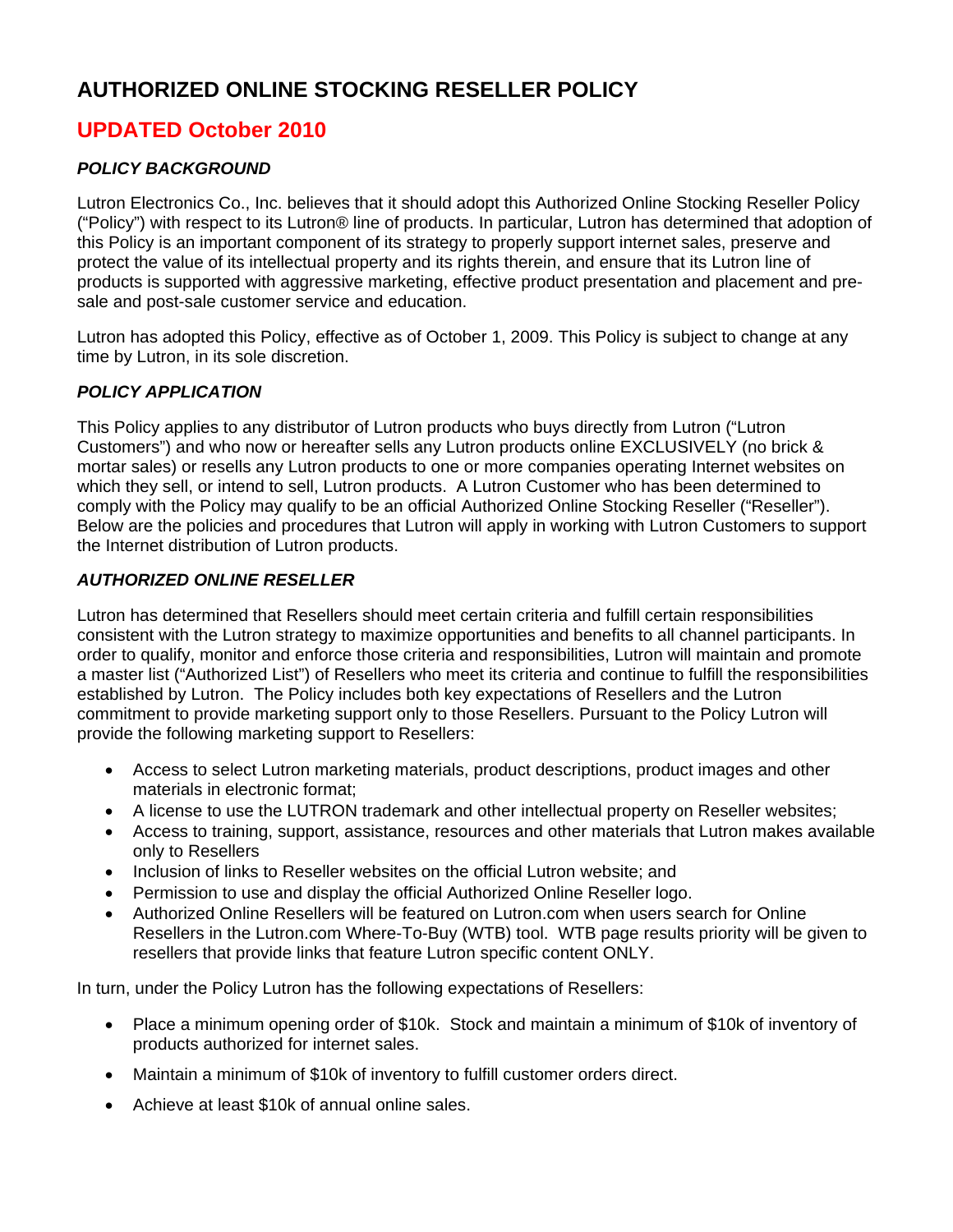# AUTHORIZED ONLINE STOCKING RESELLER POLICY

## UPDATED October 2010

### *POLICY BACKGROUND*

Lutron Electronics Co., Inc. believes that it should adopt this Authorized Online Stocking Reseller Policy ("Policy") with respect to its Lutron® line of products. In particular, Lutron has determined that adoption of this Policy is an important component of its strategy to properly support internet sales, preserve and protect the value of its intellectual property and its rights therein, and ensure that its Lutron line of products is supported with aggressive marketing, effective product presentation and placement and pre-sale and post-sale customer service and education.

Lutron has adopted this Policy, effective as of October 1, 2009. This Policy is subject to change at any time by Lutron, in its sole discretion.

### *POLICY APPLICATION*

This Policy applies to any distributor of Lutron products who buys directly from Lutron ("Lutron Customers") and who now or hereafter sells any Lutron products online EXCLUSIVELY (no brick & mortar sales) or resells any Lutron products to one or more companies operating Internet websites on which they sell, or intend to sell, Lutron products. A Lutron Customer who has been determined to comply with the Policy may qualify to be an official Authorized Online Stocking Reseller ("Reseller"). Below are the policies and procedures that Lutron will apply in working with Lutron Customers to support the Internet distribution of Lutron products.

### *AUTHORIZED ONLINE RESELLER*

Lutron has determined that Resellers should meet certain criteria and fulfill certain responsibilities consistent with the Lutron strategy to maximize opportunities and benefits to all channel participants. In order to qualify, monitor and enforce those criteria and responsibilities, Lutron will maintain and promote a master list ("Authorized List") of Resellers who meet its criteria and continue to fulfill the responsibilities established by Lutron. The Policy includes both key expectations of Resellers and the Lutron commitment to provide marketing support only to those Resellers. Pursuant to the Policy Lutron will provide the following marketing support to Resellers:

- Access to select Lutron marketing materials, product descriptions, product images and other materials in electronic format;
- A license to use the LUTRON trademark and other intellectual property on Reseller websites;
- Access to training, support, assistance, resources and other materials that Lutron makes available only to Resellers
- Inclusion of links to Reseller websites on the official Lutron website; and
- Permission to use and display the official Authorized Online Reseller logo.
- Authorized Online Resellers will be featured on Lutron.com when users search for Online Resellers in the Lutron.com Where-To-Buy (WTB) tool. WTB page results priority will be given to resellers that provide links that feature Lutron specific content ONLY.

In turn, under the Policy Lutron has the following expectations of Resellers:

- Place a minimum opening order of $10k. Stock and maintain a minimum of $10k of inventory of products authorized for internet sales.
- Maintain a minimum of $10k of inventory to fulfill customer orders direct.
- Achieve at least $10k of annual online sales.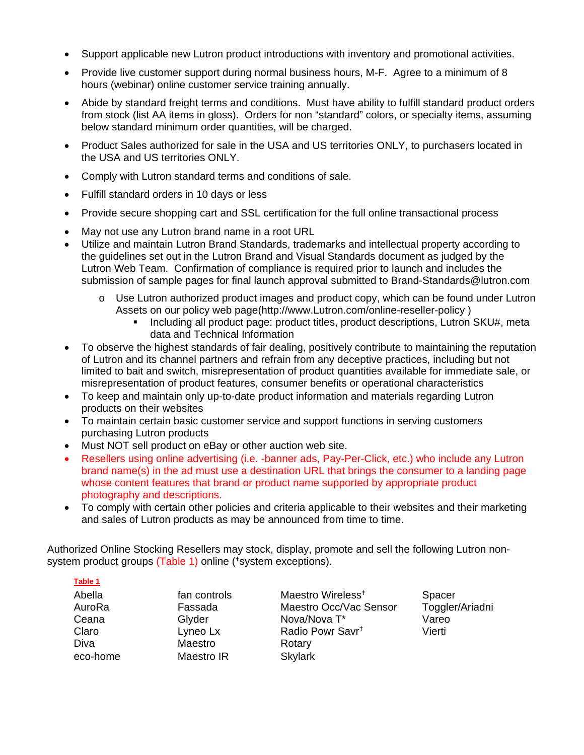- Support applicable new Lutron product introductions with inventory and promotional activities.
- Provide live customer support during normal business hours, M-F. Agree to a minimum of 8 hours (webinar) online customer service training annually.
- Abide by standard freight terms and conditions. Must have ability to fulfill standard product orders from stock (list AA items in gloss). Orders for non "standard" colors, or specialty items, assuming below standard minimum order quantities, will be charged.
- Product Sales authorized for sale in the USA and US territories ONLY, to purchasers located in the USA and US territories ONLY.
- Comply with Lutron standard terms and conditions of sale.
- Fulfill standard orders in 10 days or less
- Provide secure shopping cart and SSL certification for the full online transactional process
- May not use any Lutron brand name in a root URL
- Utilize and maintain Lutron Brand Standards, trademarks and intellectual property according to the guidelines set out in the Lutron Brand and Visual Standards document as judged by the Lutron Web Team. Confirmation of compliance is required prior to launch and includes the submission of sample pages for final launch approval submitted to Brand-Standards@lutron.com
    - Use Lutron authorized product images and product copy, which can be found under Lutron Assets on our policy web page(http://www.Lutron.com/online-reseller-policy )
        - Including all product page: product titles, product descriptions, Lutron SKU#, meta data and Technical Information
- To observe the highest standards of fair dealing, positively contribute to maintaining the reputation of Lutron and its channel partners and refrain from any deceptive practices, including but not limited to bait and switch, misrepresentation of product quantities available for immediate sale, or misrepresentation of product features, consumer benefits or operational characteristics
- To keep and maintain only up-to-date product information and materials regarding Lutron products on their websites
- To maintain certain basic customer service and support functions in serving customers purchasing Lutron products
- Must NOT sell product on eBay or other auction web site.
- Resellers using online advertising (i.e. -banner ads, Pay-Per-Click, etc.) who include any Lutron brand name(s) in the ad must use a destination URL that brings the consumer to a landing page whose content features that brand or product name supported by appropriate product photography and descriptions.
- To comply with certain other policies and criteria applicable to their websites and their marketing and sales of Lutron products as may be announced from time to time.

Authorized Online Stocking Resellers may stock, display, promote and sell the following Lutron non-system product groups (Table 1) online (†system exceptions).

**Table 1**

| | | | |
|---|---|---|---|
| Abella | fan controls | Maestro Wireless† | Spacer |
| AuroRa | Fassada | Maestro Occ/Vac Sensor | Toggler/Ariadni |
| Ceana | Glyder | Nova/Nova T* | Vareo |
| Claro | Lyneo Lx | Radio Powr Savr† | Vierti |
| Diva | Maestro | Rotary | |
| eco-home | Maestro IR | Skylark | |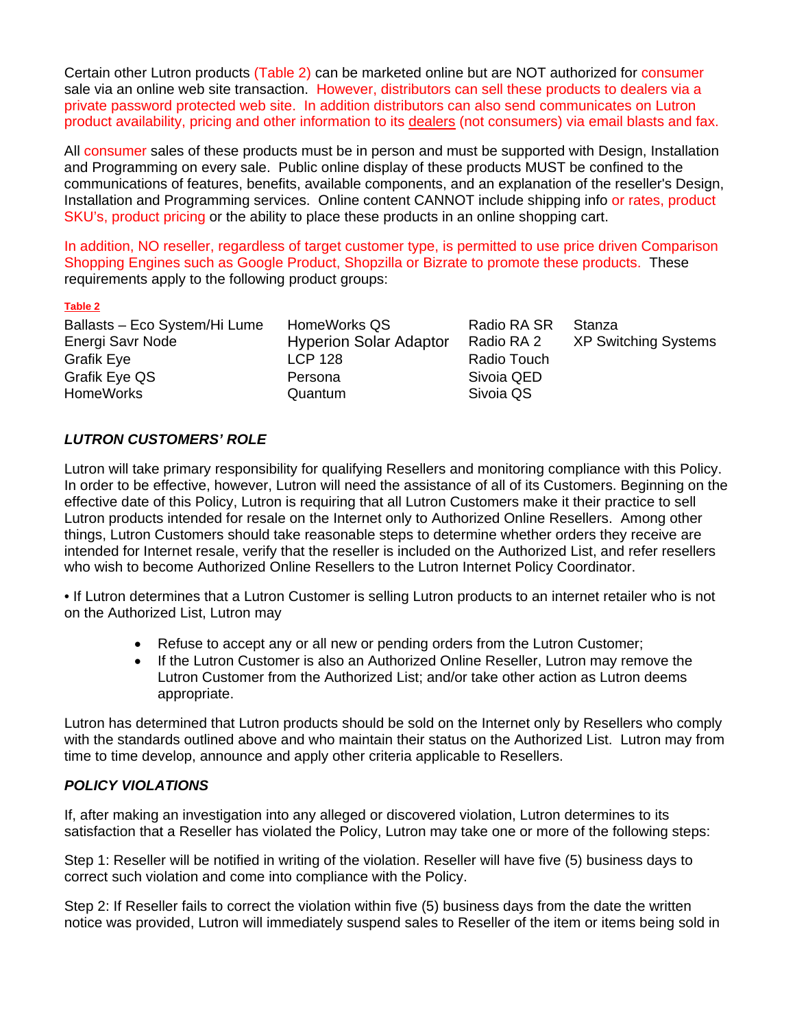Certain other Lutron products (Table 2) can be marketed online but are NOT authorized for consumer sale via an online web site transaction. However, distributors can sell these products to dealers via a private password protected web site. In addition distributors can also send communicates on Lutron product availability, pricing and other information to its dealers (not consumers) via email blasts and fax.

All consumer sales of these products must be in person and must be supported with Design, Installation and Programming on every sale. Public online display of these products MUST be confined to the communications of features, benefits, available components, and an explanation of the reseller's Design, Installation and Programming services. Online content CANNOT include shipping info or rates, product SKU's, product pricing or the ability to place these products in an online shopping cart.

In addition, NO reseller, regardless of target customer type, is permitted to use price driven Comparison Shopping Engines such as Google Product, Shopzilla or Bizrate to promote these products. These requirements apply to the following product groups:

**Table 2**

| | | | |
|---|---|---|---|
| Ballasts – Eco System/Hi Lume | HomeWorks QS | Radio RA SR | Stanza |
| Energi Savr Node | Hyperion Solar Adaptor | Radio RA 2 | XP Switching Systems |
| Grafik Eye | LCP 128 | Radio Touch | |
| Grafik Eye QS | Persona | Sivoia QED | |
| HomeWorks | Quantum | Sivoia QS | |

## *LUTRON CUSTOMERS' ROLE*

Lutron will take primary responsibility for qualifying Resellers and monitoring compliance with this Policy. In order to be effective, however, Lutron will need the assistance of all of its Customers. Beginning on the effective date of this Policy, Lutron is requiring that all Lutron Customers make it their practice to sell Lutron products intended for resale on the Internet only to Authorized Online Resellers. Among other things, Lutron Customers should take reasonable steps to determine whether orders they receive are intended for Internet resale, verify that the reseller is included on the Authorized List, and refer resellers who wish to become Authorized Online Resellers to the Lutron Internet Policy Coordinator.

• If Lutron determines that a Lutron Customer is selling Lutron products to an internet retailer who is not on the Authorized List, Lutron may

- Refuse to accept any or all new or pending orders from the Lutron Customer;
- If the Lutron Customer is also an Authorized Online Reseller, Lutron may remove the Lutron Customer from the Authorized List; and/or take other action as Lutron deems appropriate.

Lutron has determined that Lutron products should be sold on the Internet only by Resellers who comply with the standards outlined above and who maintain their status on the Authorized List. Lutron may from time to time develop, announce and apply other criteria applicable to Resellers.

## *POLICY VIOLATIONS*

If, after making an investigation into any alleged or discovered violation, Lutron determines to its satisfaction that a Reseller has violated the Policy, Lutron may take one or more of the following steps:

Step 1: Reseller will be notified in writing of the violation. Reseller will have five (5) business days to correct such violation and come into compliance with the Policy.

Step 2: If Reseller fails to correct the violation within five (5) business days from the date the written notice was provided, Lutron will immediately suspend sales to Reseller of the item or items being sold in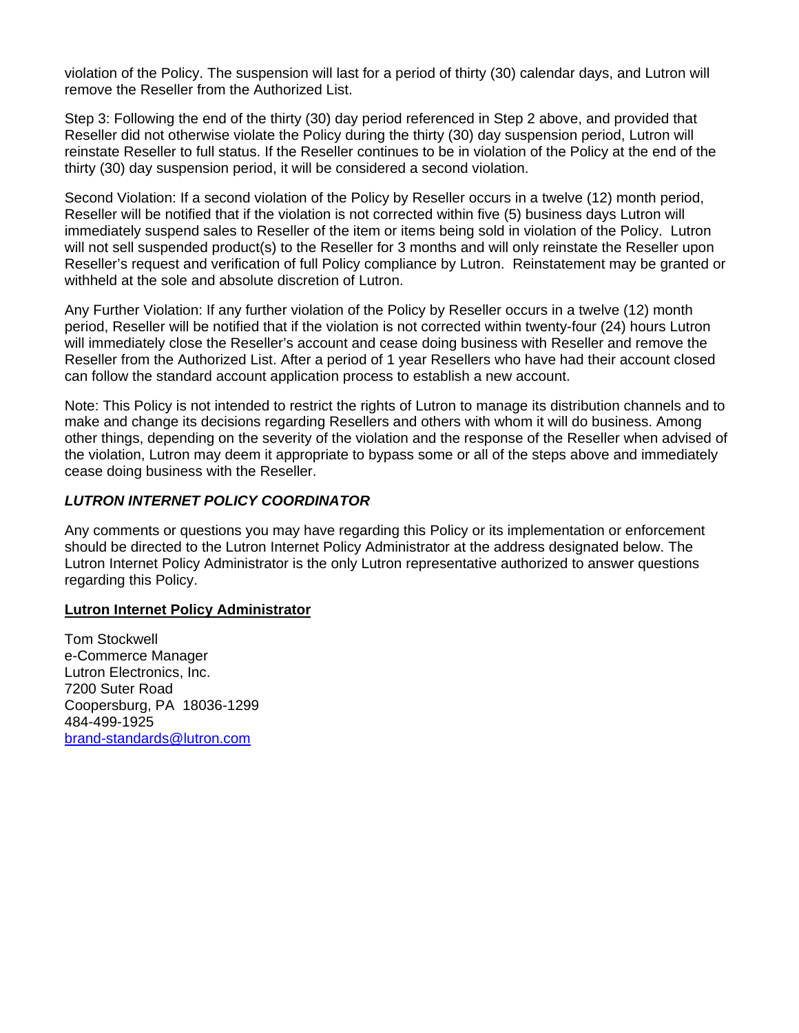violation of the Policy. The suspension will last for a period of thirty (30) calendar days, and Lutron will remove the Reseller from the Authorized List.

Step 3: Following the end of the thirty (30) day period referenced in Step 2 above, and provided that Reseller did not otherwise violate the Policy during the thirty (30) day suspension period, Lutron will reinstate Reseller to full status. If the Reseller continues to be in violation of the Policy at the end of the thirty (30) day suspension period, it will be considered a second violation.

Second Violation: If a second violation of the Policy by Reseller occurs in a twelve (12) month period, Reseller will be notified that if the violation is not corrected within five (5) business days Lutron will immediately suspend sales to Reseller of the item or items being sold in violation of the Policy. Lutron will not sell suspended product(s) to the Reseller for 3 months and will only reinstate the Reseller upon Reseller's request and verification of full Policy compliance by Lutron. Reinstatement may be granted or withheld at the sole and absolute discretion of Lutron.

Any Further Violation: If any further violation of the Policy by Reseller occurs in a twelve (12) month period, Reseller will be notified that if the violation is not corrected within twenty-four (24) hours Lutron will immediately close the Reseller's account and cease doing business with Reseller and remove the Reseller from the Authorized List. After a period of 1 year Resellers who have had their account closed can follow the standard account application process to establish a new account.

Note: This Policy is not intended to restrict the rights of Lutron to manage its distribution channels and to make and change its decisions regarding Resellers and others with whom it will do business. Among other things, depending on the severity of the violation and the response of the Reseller when advised of the violation, Lutron may deem it appropriate to bypass some or all of the steps above and immediately cease doing business with the Reseller.

### ***LUTRON INTERNET POLICY COORDINATOR***

Any comments or questions you may have regarding this Policy or its implementation or enforcement should be directed to the Lutron Internet Policy Administrator at the address designated below. The Lutron Internet Policy Administrator is the only Lutron representative authorized to answer questions regarding this Policy.

**Lutron Internet Policy Administrator**

Tom Stockwell
e-Commerce Manager
Lutron Electronics, Inc.
7200 Suter Road
Coopersburg, PA 18036-1299
484-499-1925
brand-standards@lutron.com